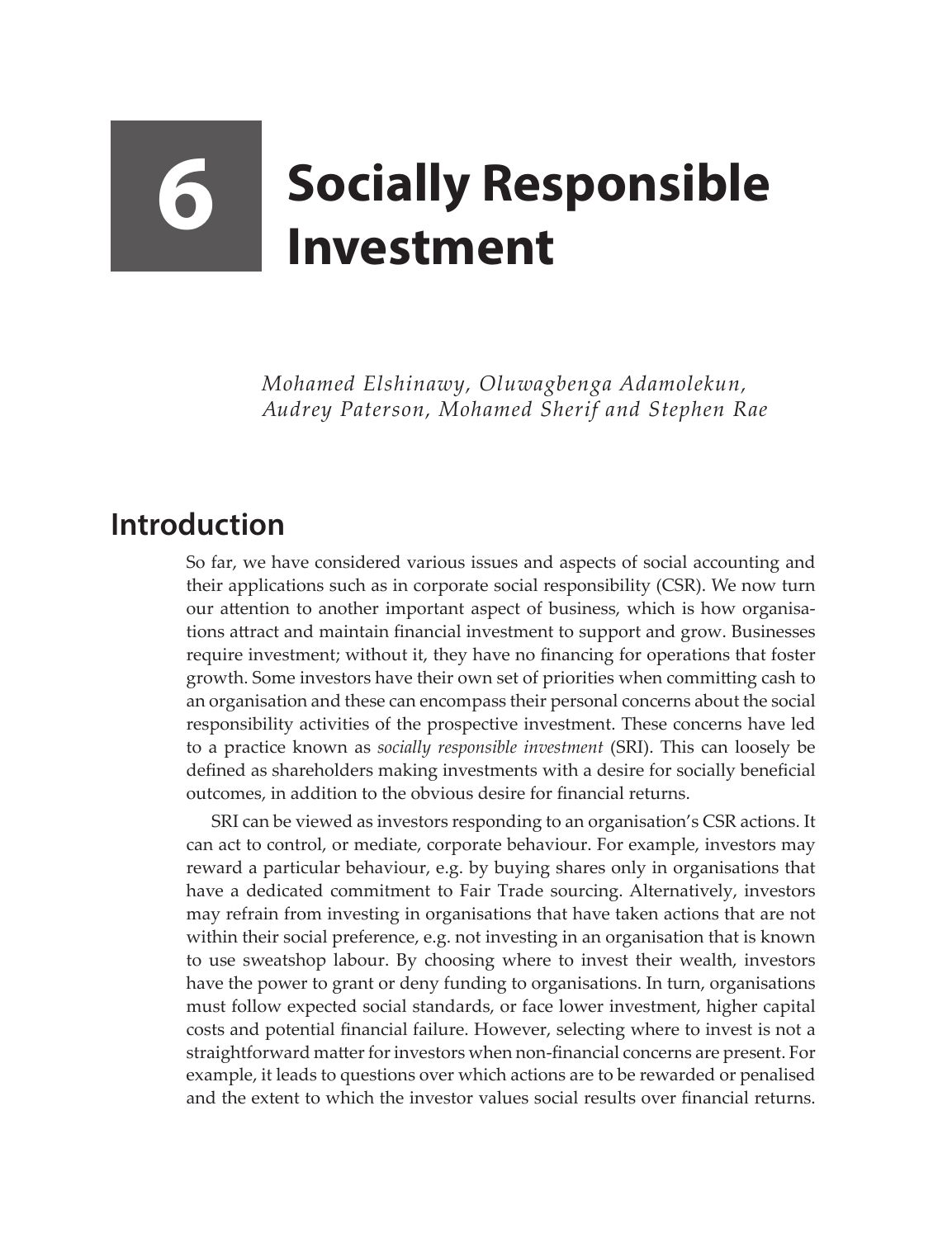# 6 Socially Responsible Investment

*Mohamed Elshinawy, Oluwagbenga Adamolekun, Audrey Paterson, Mohamed Sherif and Stephen Rae*

## Introduction

So far, we have considered various issues and aspects of social accounting and their applications such as in corporate social responsibility (CSR). We now turn our attention to another important aspect of business, which is how organisations attract and maintain financial investment to support and grow. Businesses require investment; without it, they have no financing for operations that foster growth. Some investors have their own set of priorities when committing cash to an organisation and these can encompass their personal concerns about the social responsibility activities of the prospective investment. These concerns have led to a practice known as *socially responsible investment* (SRI). This can loosely be defined as shareholders making investments with a desire for socially beneficial outcomes, in addition to the obvious desire for financial returns.

SRI can be viewed as investors responding to an organisation's CSR actions. It can act to control, or mediate, corporate behaviour. For example, investors may reward a particular behaviour, e.g. by buying shares only in organisations that have a dedicated commitment to Fair Trade sourcing. Alternatively, investors may refrain from investing in organisations that have taken actions that are not within their social preference, e.g. not investing in an organisation that is known to use sweatshop labour. By choosing where to invest their wealth, investors have the power to grant or deny funding to organisations. In turn, organisations must follow expected social standards, or face lower investment, higher capital costs and potential financial failure. However, selecting where to invest is not a straightforward matter for investors when non-financial concerns are present. For example, it leads to questions over which actions are to be rewarded or penalised and the extent to which the investor values social results over financial returns.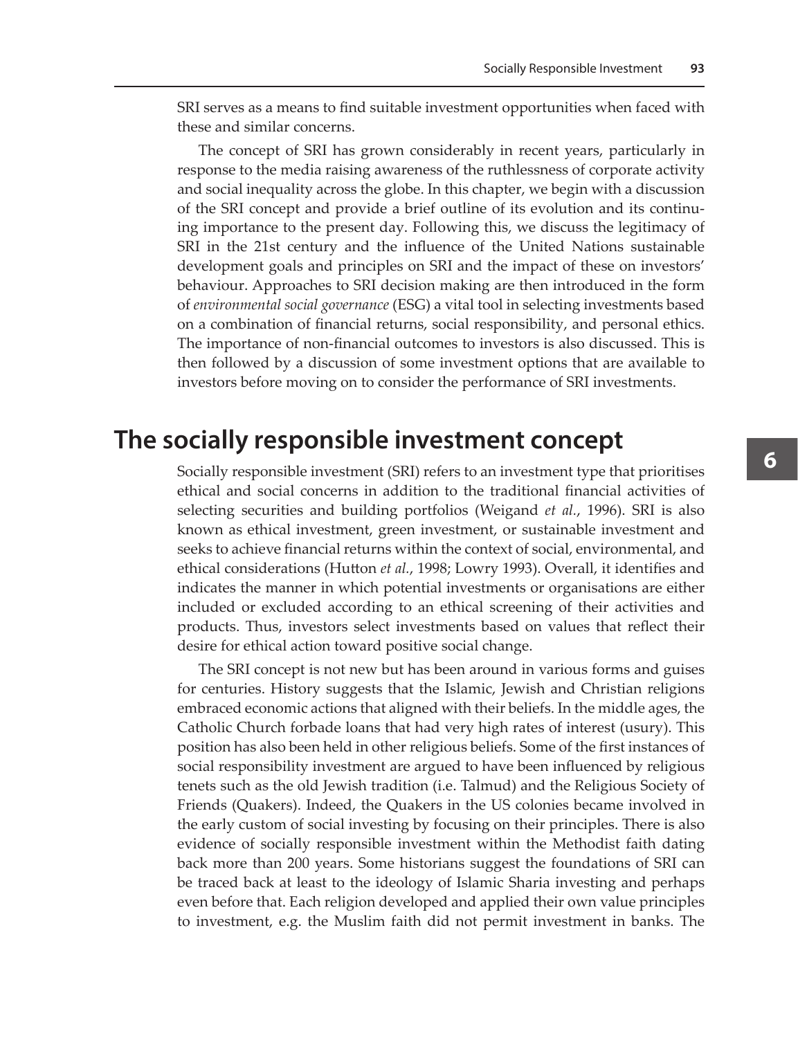SRI serves as a means to find suitable investment opportunities when faced with these and similar concerns.

The concept of SRI has grown considerably in recent years, particularly in response to the media raising awareness of the ruthlessness of corporate activity and social inequality across the globe. In this chapter, we begin with a discussion of the SRI concept and provide a brief outline of its evolution and its continuing importance to the present day. Following this, we discuss the legitimacy of SRI in the 21st century and the influence of the United Nations sustainable development goals and principles on SRI and the impact of these on investors' behaviour. Approaches to SRI decision making are then introduced in the form of *environmental social governance* (ESG) a vital tool in selecting investments based on a combination of financial returns, social responsibility, and personal ethics. The importance of non-financial outcomes to investors is also discussed. This is then followed by a discussion of some investment options that are available to investors before moving on to consider the performance of SRI investments.

## The socially responsible investment concept

Socially responsible investment (SRI) refers to an investment type that prioritises ethical and social concerns in addition to the traditional financial activities of selecting securities and building portfolios (Weigand *et al.*, 1996). SRI is also known as ethical investment, green investment, or sustainable investment and seeks to achieve financial returns within the context of social, environmental, and ethical considerations (Hutton *et al.*, 1998; Lowry 1993). Overall, it identifies and indicates the manner in which potential investments or organisations are either included or excluded according to an ethical screening of their activities and products. Thus, investors select investments based on values that reflect their desire for ethical action toward positive social change.

The SRI concept is not new but has been around in various forms and guises for centuries. History suggests that the Islamic, Jewish and Christian religions embraced economic actions that aligned with their beliefs. In the middle ages, the Catholic Church forbade loans that had very high rates of interest (usury). This position has also been held in other religious beliefs. Some of the first instances of social responsibility investment are argued to have been influenced by religious tenets such as the old Jewish tradition (i.e. Talmud) and the Religious Society of Friends (Quakers). Indeed, the Quakers in the US colonies became involved in the early custom of social investing by focusing on their principles. There is also evidence of socially responsible investment within the Methodist faith dating back more than 200 years. Some historians suggest the foundations of SRI can be traced back at least to the ideology of Islamic Sharia investing and perhaps even before that. Each religion developed and applied their own value principles to investment, e.g. the Muslim faith did not permit investment in banks. The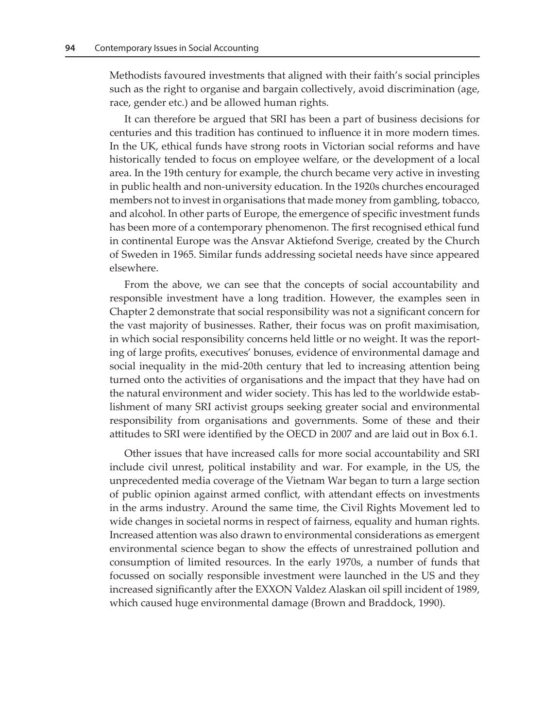Methodists favoured investments that aligned with their faith's social principles such as the right to organise and bargain collectively, avoid discrimination (age, race, gender etc.) and be allowed human rights.

It can therefore be argued that SRI has been a part of business decisions for centuries and this tradition has continued to influence it in more modern times. In the UK, ethical funds have strong roots in Victorian social reforms and have historically tended to focus on employee welfare, or the development of a local area. In the 19th century for example, the church became very active in investing in public health and non-university education. In the 1920s churches encouraged members not to invest in organisations that made money from gambling, tobacco, and alcohol. In other parts of Europe, the emergence of specific investment funds has been more of a contemporary phenomenon. The first recognised ethical fund in continental Europe was the Ansvar Aktiefond Sverige, created by the Church of Sweden in 1965. Similar funds addressing societal needs have since appeared elsewhere.

From the above, we can see that the concepts of social accountability and responsible investment have a long tradition. However, the examples seen in Chapter 2 demonstrate that social responsibility was not a significant concern for the vast majority of businesses. Rather, their focus was on profit maximisation, in which social responsibility concerns held little or no weight. It was the reporting of large profits, executives' bonuses, evidence of environmental damage and social inequality in the mid-20th century that led to increasing attention being turned onto the activities of organisations and the impact that they have had on the natural environment and wider society. This has led to the worldwide establishment of many SRI activist groups seeking greater social and environmental responsibility from organisations and governments. Some of these and their attitudes to SRI were identified by the OECD in 2007 and are laid out in Box 6.1.

Other issues that have increased calls for more social accountability and SRI include civil unrest, political instability and war. For example, in the US, the unprecedented media coverage of the Vietnam War began to turn a large section of public opinion against armed conflict, with attendant effects on investments in the arms industry. Around the same time, the Civil Rights Movement led to wide changes in societal norms in respect of fairness, equality and human rights. Increased attention was also drawn to environmental considerations as emergent environmental science began to show the effects of unrestrained pollution and consumption of limited resources. In the early 1970s, a number of funds that focussed on socially responsible investment were launched in the US and they increased significantly after the EXXON Valdez Alaskan oil spill incident of 1989, which caused huge environmental damage (Brown and Braddock, 1990).